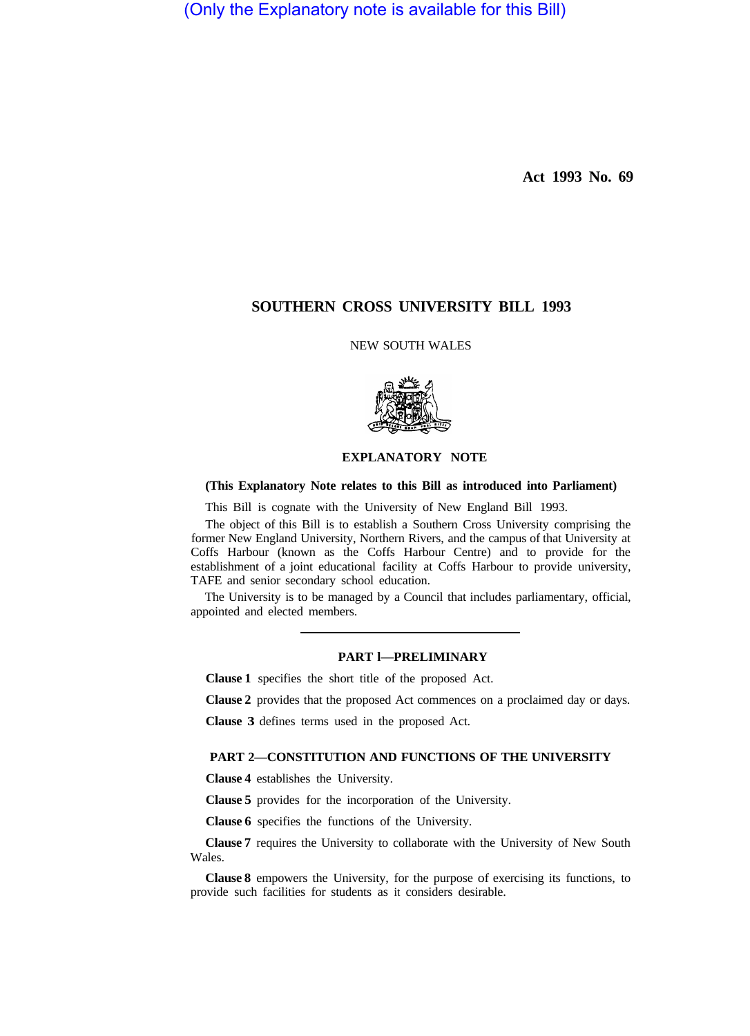(Only the Explanatory note is available for this Bill)

**Act 1993 No. 69**

# SOUTHERN CROSS UNIVERSITY BILL 1993

NEW SOUTH WALES

## EXPLANATORY NOTE

**(This Explanatory Note relates to this Bill as introduced into Parliament)**

This Bill is cognate with the University of New England Bill 1993.

The object of this Bill is to establish a Southern Cross University comprising the former New England University, Northern Rivers, and the campus of that University at Coffs Harbour (known as the Coffs Harbour Centre) and to provide for the establishment of a joint educational facility at Coffs Harbour to provide university, TAFE and senior secondary school education.

The University is to be managed by a Council that includes parliamentary, official, appointed and elected members.

---

### PART 1—PRELIMINARY

**Clause 1** specifies the short title of the proposed Act.

**Clause 2** provides that the proposed Act commences on a proclaimed day or days.

**Clause 3** defines terms used in the proposed Act.

### PART 2—CONSTITUTION AND FUNCTIONS OF THE UNIVERSITY

**Clause 4** establishes the University.

**Clause 5** provides for the incorporation of the University.

**Clause 6** specifies the functions of the University.

**Clause 7** requires the University to collaborate with the University of New South Wales.

**Clause 8** empowers the University, for the purpose of exercising its functions, to provide such facilities for students as it considers desirable.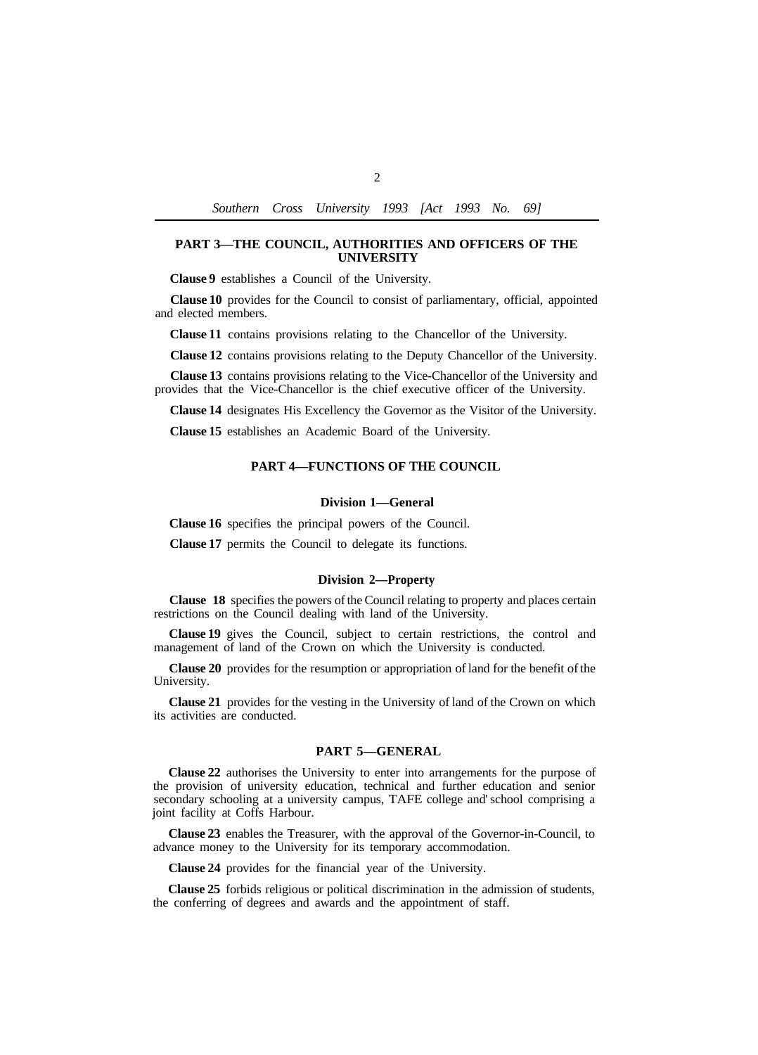## PART 3—THE COUNCIL, AUTHORITIES AND OFFICERS OF THE UNIVERSITY

**Clause 9** establishes a Council of the University.

**Clause 10** provides for the Council to consist of parliamentary, official, appointed and elected members.

**Clause 11** contains provisions relating to the Chancellor of the University.

**Clause 12** contains provisions relating to the Deputy Chancellor of the University.

**Clause 13** contains provisions relating to the Vice-Chancellor of the University and provides that the Vice-Chancellor is the chief executive officer of the University.

**Clause 14** designates His Excellency the Governor as the Visitor of the University.

**Clause 15** establishes an Academic Board of the University.

## PART 4—FUNCTIONS OF THE COUNCIL

### Division 1—General

**Clause 16** specifies the principal powers of the Council.

**Clause 17** permits the Council to delegate its functions.

### Division 2—Property

**Clause 18** specifies the powers of the Council relating to property and places certain restrictions on the Council dealing with land of the University.

**Clause 19** gives the Council, subject to certain restrictions, the control and management of land of the Crown on which the University is conducted.

**Clause 20** provides for the resumption or appropriation of land for the benefit of the University.

**Clause 21** provides for the vesting in the University of land of the Crown on which its activities are conducted.

## PART 5—GENERAL

**Clause 22** authorises the University to enter into arrangements for the purpose of the provision of university education, technical and further education and senior secondary schooling at a university campus, TAFE college and school comprising a joint facility at Coffs Harbour.

**Clause 23** enables the Treasurer, with the approval of the Governor-in-Council, to advance money to the University for its temporary accommodation.

**Clause 24** provides for the financial year of the University.

**Clause 25** forbids religious or political discrimination in the admission of students, the conferring of degrees and awards and the appointment of staff.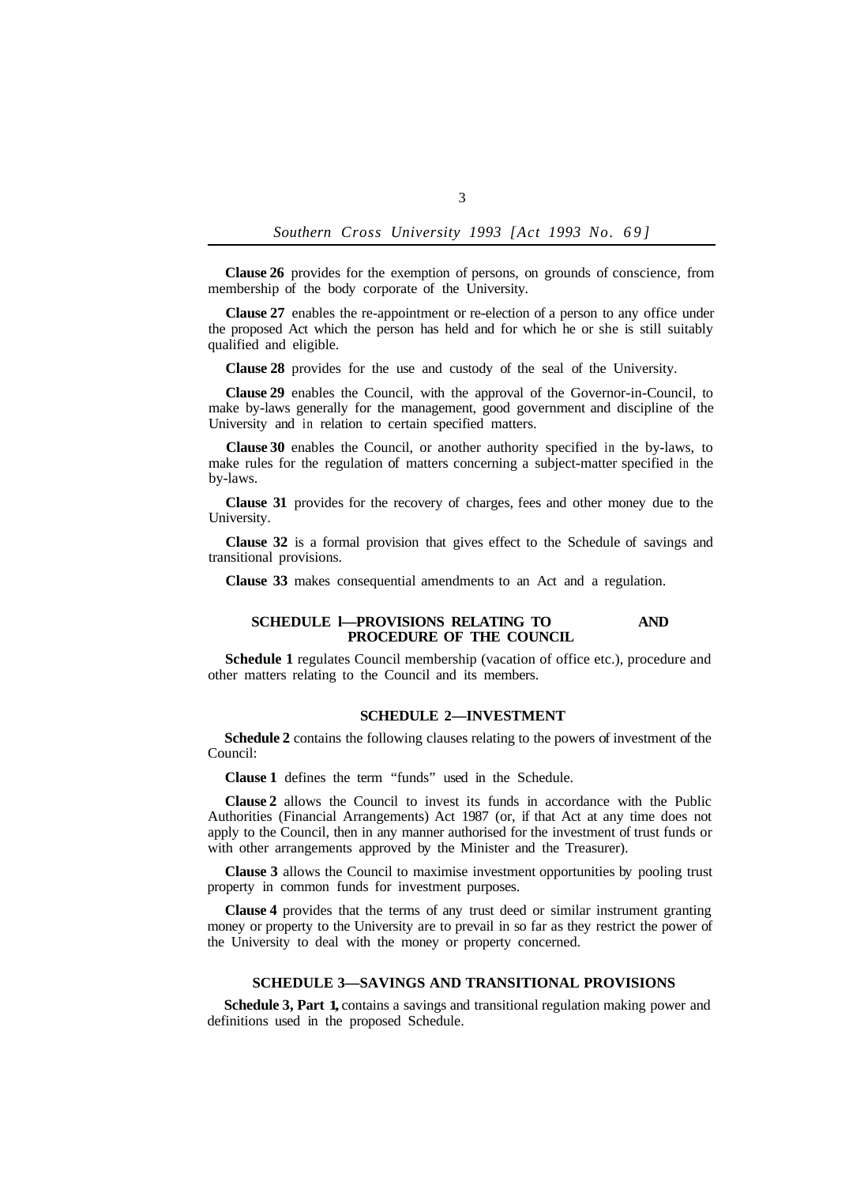**Clause 26** provides for the exemption of persons, on grounds of conscience, from membership of the body corporate of the University.

**Clause 27** enables the re-appointment or re-election of a person to any office under the proposed Act which the person has held and for which he or she is still suitably qualified and eligible.

**Clause 28** provides for the use and custody of the seal of the University.

**Clause 29** enables the Council, with the approval of the Governor-in-Council, to make by-laws generally for the management, good government and discipline of the University and in relation to certain specified matters.

**Clause 30** enables the Council, or another authority specified in the by-laws, to make rules for the regulation of matters concerning a subject-matter specified in the by-laws.

**Clause 31** provides for the recovery of charges, fees and other money due to the University.

**Clause 32** is a formal provision that gives effect to the Schedule of savings and transitional provisions.

**Clause 33** makes consequential amendments to an Act and a regulation.

## SCHEDULE l—PROVISIONS RELATING TO AND PROCEDURE OF THE COUNCIL

**Schedule 1** regulates Council membership (vacation of office etc.), procedure and other matters relating to the Council and its members.

## SCHEDULE 2—INVESTMENT

**Schedule 2** contains the following clauses relating to the powers of investment of the Council:

**Clause 1** defines the term "funds" used in the Schedule.

**Clause 2** allows the Council to invest its funds in accordance with the Public Authorities (Financial Arrangements) Act 1987 (or, if that Act at any time does not apply to the Council, then in any manner authorised for the investment of trust funds or with other arrangements approved by the Minister and the Treasurer).

**Clause 3** allows the Council to maximise investment opportunities by pooling trust property in common funds for investment purposes.

**Clause 4** provides that the terms of any trust deed or similar instrument granting money or property to the University are to prevail in so far as they restrict the power of the University to deal with the money or property concerned.

## SCHEDULE 3—SAVINGS AND TRANSITIONAL PROVISIONS

**Schedule 3, Part 1,** contains a savings and transitional regulation making power and definitions used in the proposed Schedule.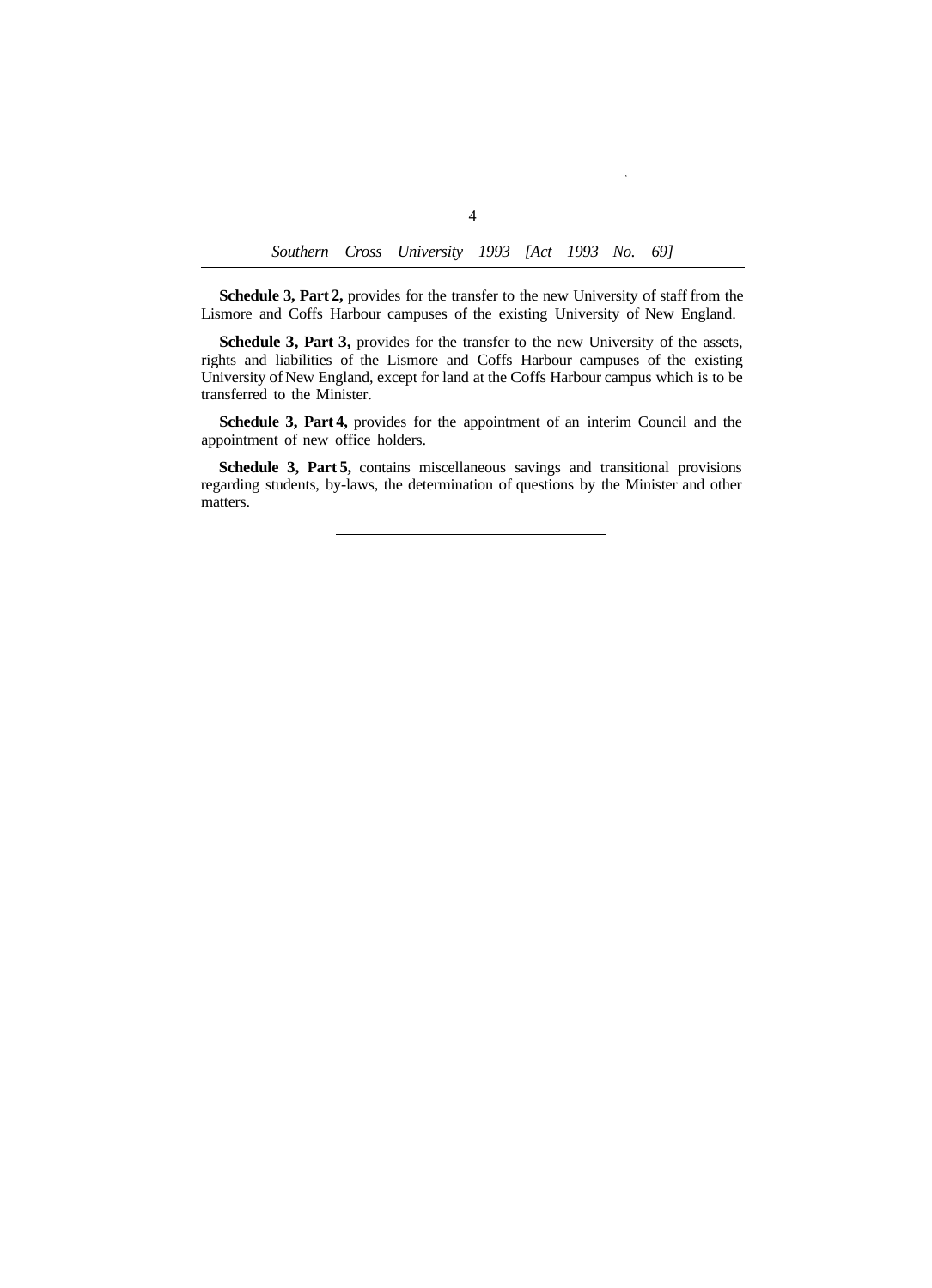**Schedule 3, Part 2,** provides for the transfer to the new University of staff from the Lismore and Coffs Harbour campuses of the existing University of New England.

**Schedule 3, Part 3,** provides for the transfer to the new University of the assets, rights and liabilities of the Lismore and Coffs Harbour campuses of the existing University of New England, except for land at the Coffs Harbour campus which is to be transferred to the Minister.

**Schedule 3, Part 4,** provides for the appointment of an interim Council and the appointment of new office holders.

**Schedule 3, Part 5,** contains miscellaneous savings and transitional provisions regarding students, by-laws, the determination of questions by the Minister and other matters.

---